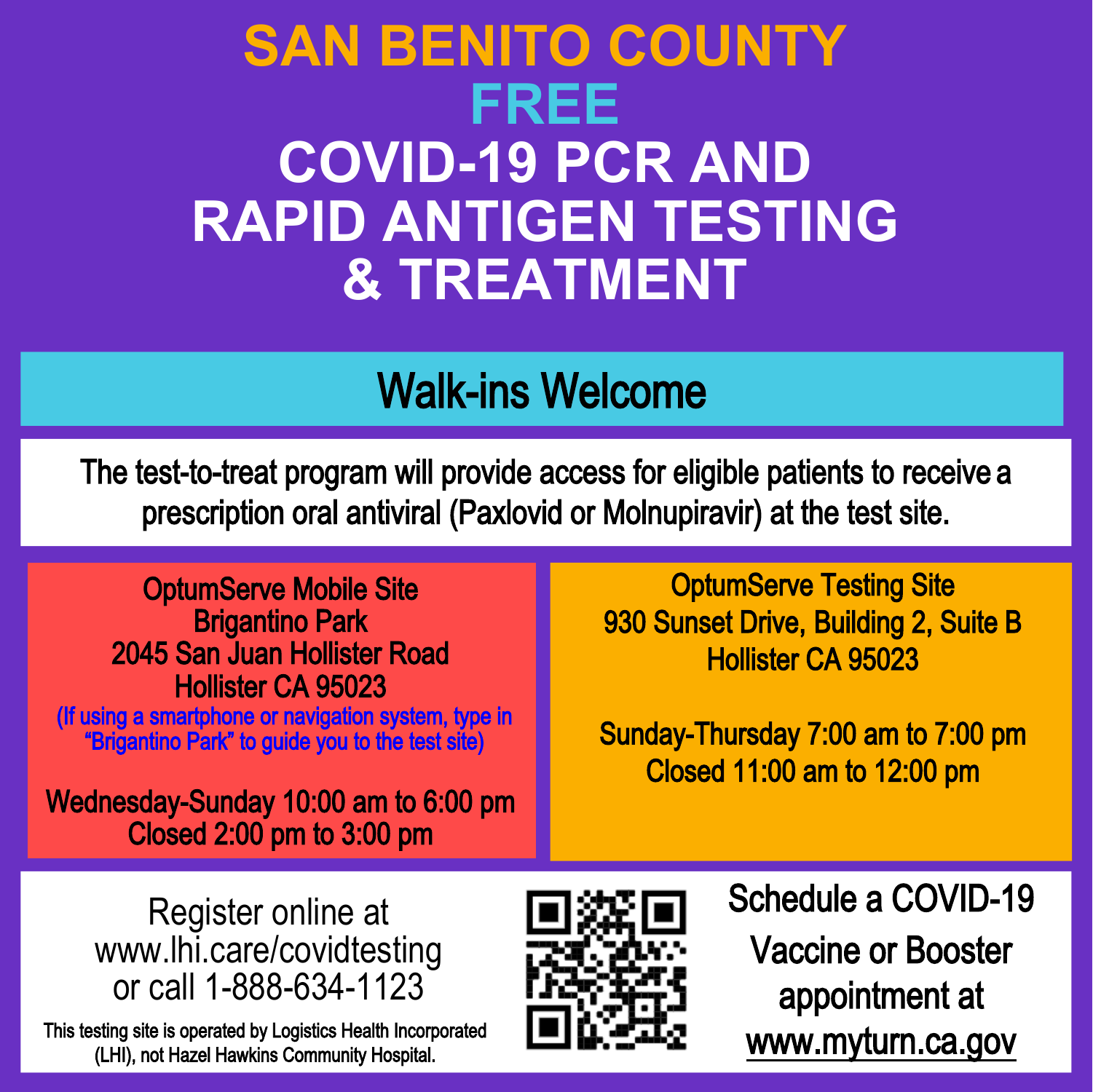# SAN BENITO COUNTY FREE COVID-19 PCR AND RAPID ANTIGEN TESTING & TREATMENT

## Walk-ins Welcome

The test-to-treat program will provide access for eligible patients to receive a prescription oral antiviral (Paxlovid or Molnupiravir) at the test site.

**OptumServe Mobile Site**
Brigantino Park
2045 San Juan Hollister Road
Hollister CA 95023
(If using a smartphone or navigation system, type in "Brigantino Park" to guide you to the test site)

Wednesday-Sunday 10:00 am to 6:00 pm
Closed 2:00 pm to 3:00 pm

**OptumServe Testing Site**
930 Sunset Drive, Building 2, Suite B
Hollister CA 95023

Sunday-Thursday 7:00 am to 7:00 pm
Closed 11:00 am to 12:00 pm

Register online at www.lhi.care/covidtesting or call 1-888-634-1123

This testing site is operated by Logistics Health Incorporated (LHI), not Hazel Hawkins Community Hospital.

Schedule a COVID-19 Vaccine or Booster appointment at www.myturn.ca.gov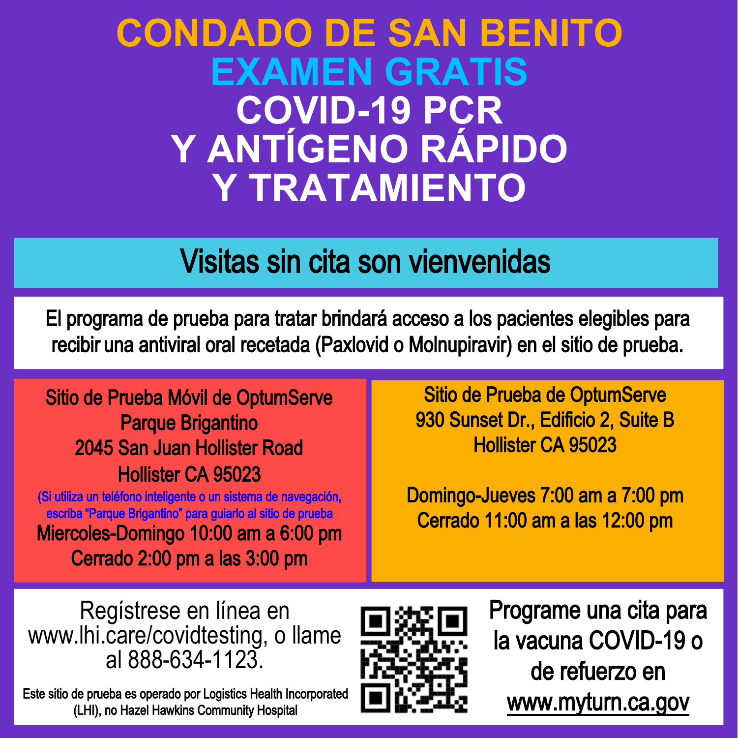# CONDADO DE SAN BENITO

# EXAMEN GRATIS

# COVID-19 PCR Y ANTÍGENO RÁPIDO Y TRATAMIENTO

## Visitas sin cita son vienvenidas

El programa de prueba para tratar brindará acceso a los pacientes elegibles para recibir una antiviral oral recetada (Paxlovid o Molnupiravir) en el sitio de prueba.

**Sitio de Prueba Móvil de OptumServe**
Parque Brigantino
2045 San Juan Hollister Road
Hollister CA 95023

(Si utiliza un teléfono inteligente o un sistema de navegación, escriba "Parque Brigantino" para guiarlo al sitio de prueba

Miercoles-Domingo 10:00 am a 6:00 pm
Cerrado 2:00 pm a las 3:00 pm

**Sitio de Prueba de OptumServe**
930 Sunset Dr., Edificio 2, Suite B
Hollister CA 95023

Domingo-Jueves 7:00 am a 7:00 pm
Cerrado 11:00 am a las 12:00 pm

Regístrese en línea en www.lhi.care/covidtesting, o llame al 888-634-1123.

Este sitio de prueba es operado por Logistics Health Incorporated (LHI), no Hazel Hawkins Community Hospital

Programe una cita para la vacuna COVID-19 o de refuerzo en www.myturn.ca.gov